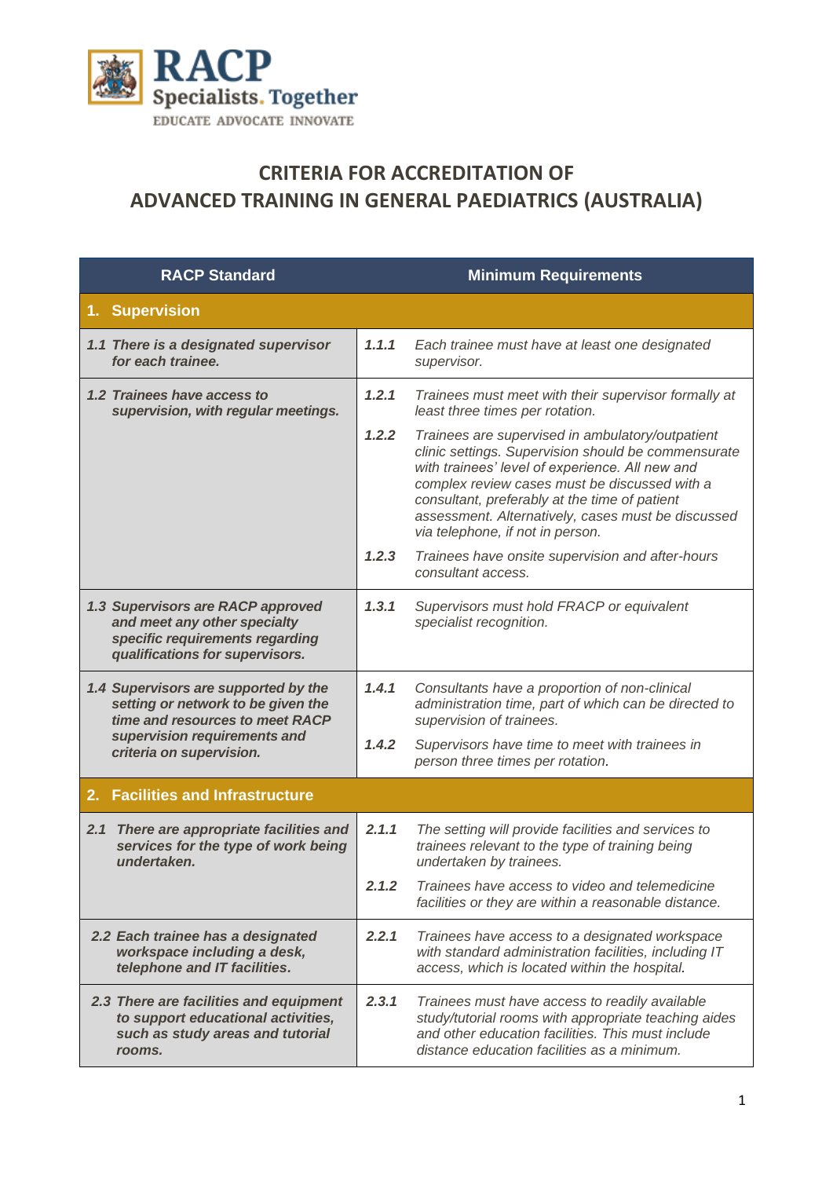RACP
Specialists. Together
EDUCATE ADVOCATE INNOVATE

# CRITERIA FOR ACCREDITATION OF ADVANCED TRAINING IN GENERAL PAEDIATRICS (AUSTRALIA)

| RACP Standard | | Minimum Requirements |
|---|---|---|
| **1. Supervision** | | |
| ***1.1 There is a designated supervisor for each trainee.*** | ***1.1.1*** | *Each trainee must have at least one designated supervisor.* |
| ***1.2 Trainees have access to supervision, with regular meetings.*** | ***1.2.1*** | *Trainees must meet with their supervisor formally at least three times per rotation.* |
| | ***1.2.2*** | *Trainees are supervised in ambulatory/outpatient clinic settings. Supervision should be commensurate with trainees' level of experience. All new and complex review cases must be discussed with a consultant, preferably at the time of patient assessment. Alternatively, cases must be discussed via telephone, if not in person.* |
| | ***1.2.3*** | *Trainees have onsite supervision and after-hours consultant access.* |
| ***1.3 Supervisors are RACP approved and meet any other specialty specific requirements regarding qualifications for supervisors.*** | ***1.3.1*** | *Supervisors must hold FRACP or equivalent specialist recognition.* |
| ***1.4 Supervisors are supported by the setting or network to be given the time and resources to meet RACP supervision requirements and criteria on supervision.*** | ***1.4.1*** | *Consultants have a proportion of non-clinical administration time, part of which can be directed to supervision of trainees.* |
| | ***1.4.2*** | *Supervisors have time to meet with trainees in person three times per rotation.* |
| **2. Facilities and Infrastructure** | | |
| ***2.1 There are appropriate facilities and services for the type of work being undertaken.*** | ***2.1.1*** | *The setting will provide facilities and services to trainees relevant to the type of training being undertaken by trainees.* |
| | ***2.1.2*** | *Trainees have access to video and telemedicine facilities or they are within a reasonable distance.* |
| ***2.2 Each trainee has a designated workspace including a desk, telephone and IT facilities.*** | ***2.2.1*** | *Trainees have access to a designated workspace with standard administration facilities, including IT access, which is located within the hospital.* |
| ***2.3 There are facilities and equipment to support educational activities, such as study areas and tutorial rooms.*** | ***2.3.1*** | *Trainees must have access to readily available study/tutorial rooms with appropriate teaching aides and other education facilities. This must include distance education facilities as a minimum.* |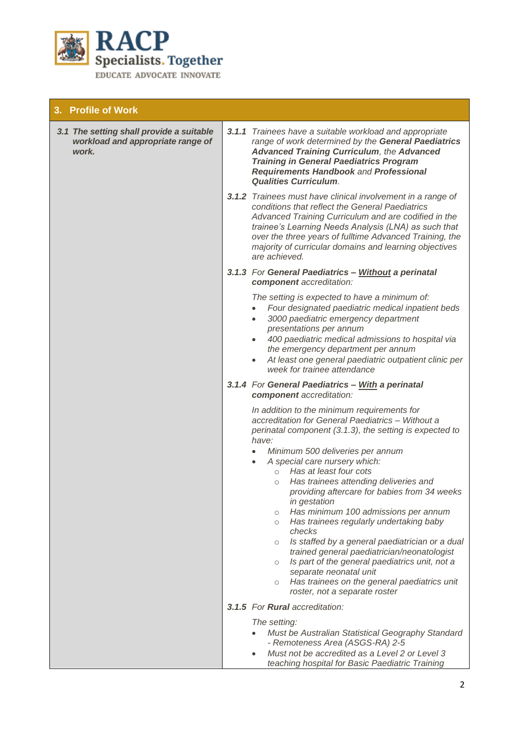| 3. Profile of Work | |
|---|---|
| ***3.1 The setting shall provide a suitable workload and appropriate range of work.*** | ***3.1.1*** *Trainees have a suitable workload and appropriate range of work determined by the* ***General Paediatrics Advanced Training Curriculum****, the* ***Advanced Training in General Paediatrics Program Requirements Handbook*** *and* ***Professional Qualities Curriculum****.*<br><br>***3.1.2*** *Trainees must have clinical involvement in a range of conditions that reflect the General Paediatrics Advanced Training Curriculum and are codified in the trainee's Learning Needs Analysis (LNA) as such that over the three years of fulltime Advanced Training, the majority of curricular domains and learning objectives are achieved.*<br><br>***3.1.3*** *For* ***General Paediatrics – Without a perinatal component*** *accreditation:*<br><br>*The setting is expected to have a minimum of:*<br>• *Four designated paediatric medical inpatient beds*<br>• *3000 paediatric emergency department presentations per annum*<br>• *400 paediatric medical admissions to hospital via the emergency department per annum*<br>• *At least one general paediatric outpatient clinic per week for trainee attendance*<br><br>***3.1.4*** *For* ***General Paediatrics – With a perinatal component*** *accreditation:*<br><br>*In addition to the minimum requirements for accreditation for General Paediatrics – Without a perinatal component (3.1.3), the setting is expected to have:*<br>• *Minimum 500 deliveries per annum*<br>• *A special care nursery which:*<br>&nbsp;&nbsp;&nbsp;&nbsp;○ *Has at least four cots*<br>&nbsp;&nbsp;&nbsp;&nbsp;○ *Has trainees attending deliveries and providing aftercare for babies from 34 weeks in gestation*<br>&nbsp;&nbsp;&nbsp;&nbsp;○ *Has minimum 100 admissions per annum*<br>&nbsp;&nbsp;&nbsp;&nbsp;○ *Has trainees regularly undertaking baby checks*<br>&nbsp;&nbsp;&nbsp;&nbsp;○ *Is staffed by a general paediatrician or a dual trained general paediatrician/neonatologist*<br>&nbsp;&nbsp;&nbsp;&nbsp;○ *Is part of the general paediatrics unit, not a separate neonatal unit*<br>&nbsp;&nbsp;&nbsp;&nbsp;○ *Has trainees on the general paediatrics unit roster, not a separate roster*<br><br>***3.1.5*** *For* ***Rural*** *accreditation:*<br><br>*The setting:*<br>• *Must be Australian Statistical Geography Standard - Remoteness Area (ASGS-RA) 2-5*<br>• *Must not be accredited as a Level 2 or Level 3 teaching hospital for Basic Paediatric Training* |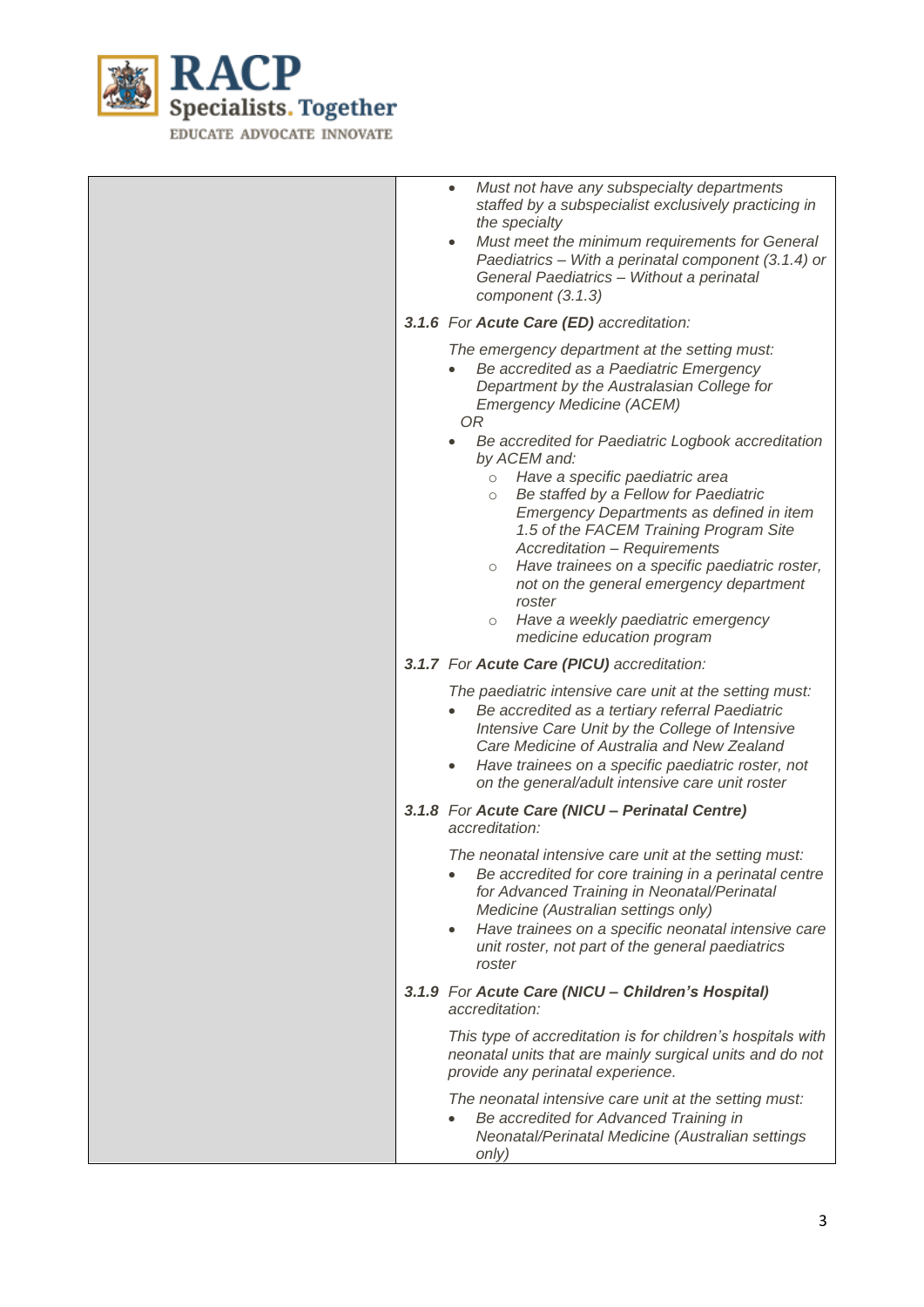| | |
|---|---|
| | - *Must not have any subspecialty departments staffed by a subspecialist exclusively practicing in the specialty*<br>- *Must meet the minimum requirements for General Paediatrics – With a perinatal component (3.1.4) or General Paediatrics – Without a perinatal component (3.1.3)*<br><br>***3.1.6*** *For* ***Acute Care (ED)*** *accreditation:*<br><br>*The emergency department at the setting must:*<br>- *Be accredited as a Paediatric Emergency Department by the Australasian College for Emergency Medicine (ACEM)*<br><br>*OR*<br>- *Be accredited for Paediatric Logbook accreditation by ACEM and:*<br>  - *Have a specific paediatric area*<br>  - *Be staffed by a Fellow for Paediatric Emergency Departments as defined in item 1.5 of the FACEM Training Program Site Accreditation – Requirements*<br>  - *Have trainees on a specific paediatric roster, not on the general emergency department roster*<br>  - *Have a weekly paediatric emergency medicine education program*<br><br>***3.1.7*** *For* ***Acute Care (PICU)*** *accreditation:*<br><br>*The paediatric intensive care unit at the setting must:*<br>- *Be accredited as a tertiary referral Paediatric Intensive Care Unit by the College of Intensive Care Medicine of Australia and New Zealand*<br>- *Have trainees on a specific paediatric roster, not on the general/adult intensive care unit roster*<br><br>***3.1.8*** *For* ***Acute Care (NICU – Perinatal Centre)*** *accreditation:*<br><br>*The neonatal intensive care unit at the setting must:*<br>- *Be accredited for core training in a perinatal centre for Advanced Training in Neonatal/Perinatal Medicine (Australian settings only)*<br>- *Have trainees on a specific neonatal intensive care unit roster, not part of the general paediatrics roster*<br><br>***3.1.9*** *For* ***Acute Care (NICU – Children's Hospital)*** *accreditation:*<br><br>*This type of accreditation is for children's hospitals with neonatal units that are mainly surgical units and do not provide any perinatal experience.*<br><br>*The neonatal intensive care unit at the setting must:*<br>- *Be accredited for Advanced Training in Neonatal/Perinatal Medicine (Australian settings only)* |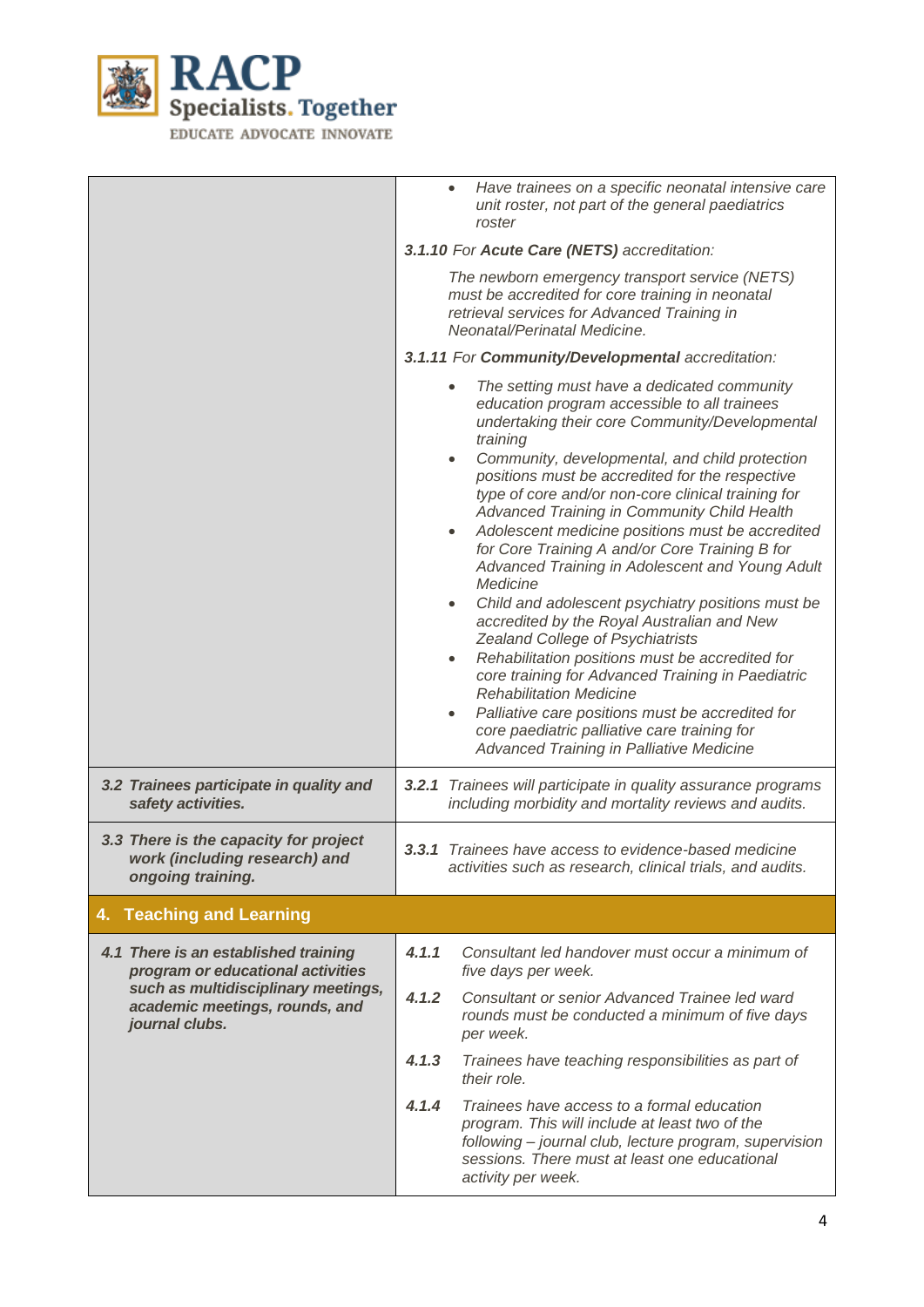| | |
|---|---|
| | • *Have trainees on a specific neonatal intensive care unit roster, not part of the general paediatrics roster* |
| | ***3.1.10*** *For* ***Acute Care (NETS)*** *accreditation:* |
| | *The newborn emergency transport service (NETS) must be accredited for core training in neonatal retrieval services for Advanced Training in Neonatal/Perinatal Medicine.* |
| | ***3.1.11*** *For* ***Community/Developmental*** *accreditation:* |
| | • *The setting must have a dedicated community education program accessible to all trainees undertaking their core Community/Developmental training*<br>• *Community, developmental, and child protection positions must be accredited for the respective type of core and/or non-core clinical training for Advanced Training in Community Child Health*<br>• *Adolescent medicine positions must be accredited for Core Training A and/or Core Training B for Advanced Training in Adolescent and Young Adult Medicine*<br>• *Child and adolescent psychiatry positions must be accredited by the Royal Australian and New Zealand College of Psychiatrists*<br>• *Rehabilitation positions must be accredited for core training for Advanced Training in Paediatric Rehabilitation Medicine*<br>• *Palliative care positions must be accredited for core paediatric palliative care training for Advanced Training in Palliative Medicine* |
| ***3.2 Trainees participate in quality and safety activities.*** | ***3.2.1*** *Trainees will participate in quality assurance programs including morbidity and mortality reviews and audits.* |
| ***3.3 There is the capacity for project work (including research) and ongoing training.*** | ***3.3.1*** *Trainees have access to evidence-based medicine activities such as research, clinical trials, and audits.* |
| **4. Teaching and Learning** | |
| ***4.1 There is an established training program or educational activities such as multidisciplinary meetings, academic meetings, rounds, and journal clubs.*** | ***4.1.1*** *Consultant led handover must occur a minimum of five days per week.* |
| | ***4.1.2*** *Consultant or senior Advanced Trainee led ward rounds must be conducted a minimum of five days per week.* |
| | ***4.1.3*** *Trainees have teaching responsibilities as part of their role.* |
| | ***4.1.4*** *Trainees have access to a formal education program. This will include at least two of the following – journal club, lecture program, supervision sessions. There must at least one educational activity per week.* |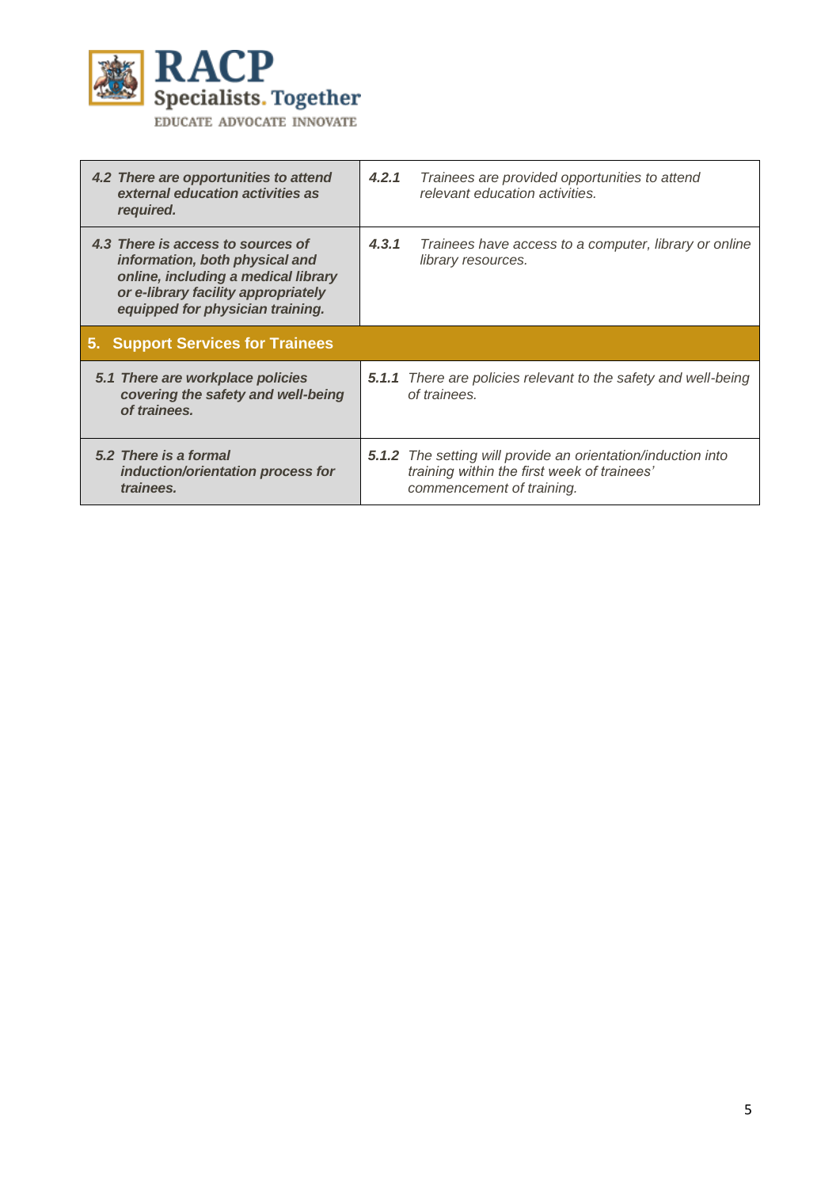| | |
|---|---|
| ***4.2 There are opportunities to attend external education activities as required.*** | ***4.2.1*** *Trainees are provided opportunities to attend relevant education activities.* |
| ***4.3 There is access to sources of information, both physical and online, including a medical library or e-library facility appropriately equipped for physician training.*** | ***4.3.1*** *Trainees have access to a computer, library or online library resources.* |
| **5. Support Services for Trainees** | |
| ***5.1 There are workplace policies covering the safety and well-being of trainees.*** | ***5.1.1*** *There are policies relevant to the safety and well-being of trainees.* |
| ***5.2 There is a formal induction/orientation process for trainees.*** | ***5.1.2*** *The setting will provide an orientation/induction into training within the first week of trainees' commencement of training.* |